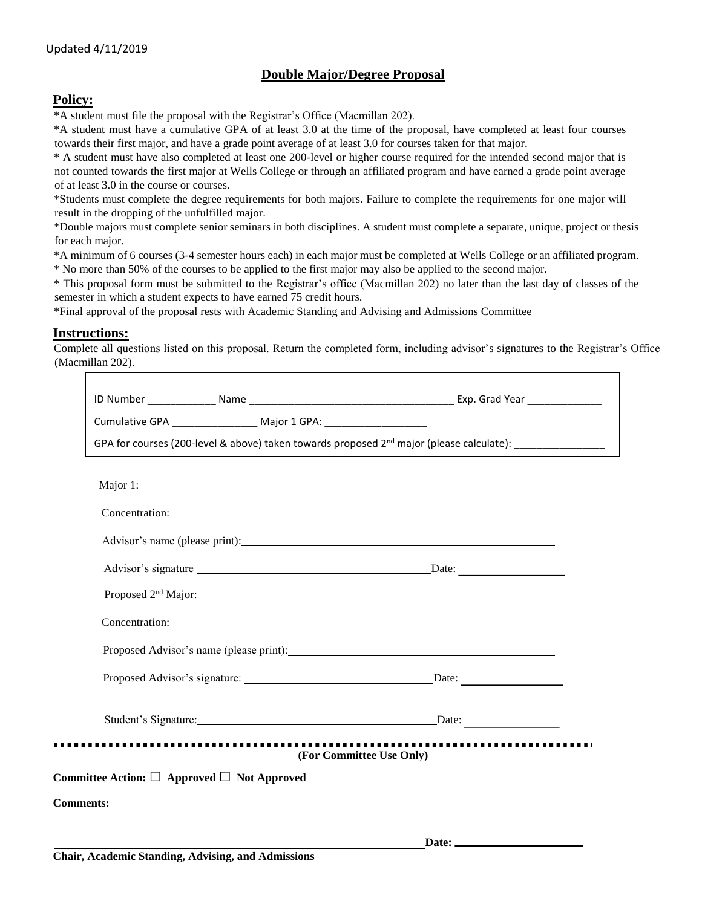Updated 4/11/2019

# Double Major/Degree Proposal

## Policy:

*A student must file the proposal with the Registrar's Office (Macmillan 202).

*A student must have a cumulative GPA of at least 3.0 at the time of the proposal, have completed at least four courses towards their first major, and have a grade point average of at least 3.0 for courses taken for that major.

* A student must have also completed at least one 200-level or higher course required for the intended second major that is not counted towards the first major at Wells College or through an affiliated program and have earned a grade point average of at least 3.0 in the course or courses.

*Students must complete the degree requirements for both majors. Failure to complete the requirements for one major will result in the dropping of the unfulfilled major.

*Double majors must complete senior seminars in both disciplines. A student must complete a separate, unique, project or thesis for each major.

*A minimum of 6 courses (3-4 semester hours each) in each major must be completed at Wells College or an affiliated program.

* No more than 50% of the courses to be applied to the first major may also be applied to the second major.

* This proposal form must be submitted to the Registrar's office (Macmillan 202) no later than the last day of classes of the semester in which a student expects to have earned 75 credit hours.

*Final approval of the proposal rests with Academic Standing and Advising and Admissions Committee

## Instructions:

Complete all questions listed on this proposal. Return the completed form, including advisor's signatures to the Registrar's Office (Macmillan 202).

ID Number ____________ Name ____________________________________ Exp. Grad Year _____________

Cumulative GPA _______________ Major 1 GPA: __________________

GPA for courses (200-level & above) taken towards proposed 2nd major (please calculate): ________________

Major 1: ______________________________________________

Concentration: ____________________________________

Advisor's name (please print): ______________________________________________________

Advisor's signature __________________________________________ Date: __________________

Proposed 2nd Major: ____________________________________

Concentration: ____________________________________

Proposed Advisor's name (please print): ______________________________________________

Proposed Advisor's signature: __________________________________ Date: _________________

Student's Signature: __________________________________________ Date: ________________

**(For Committee Use Only)**

**Committee Action:** ☐ **Approved** ☐ **Not Approved**

**Comments:**

_________________________________________________________________ **Date:** ______________________

**Chair, Academic Standing, Advising, and Admissions**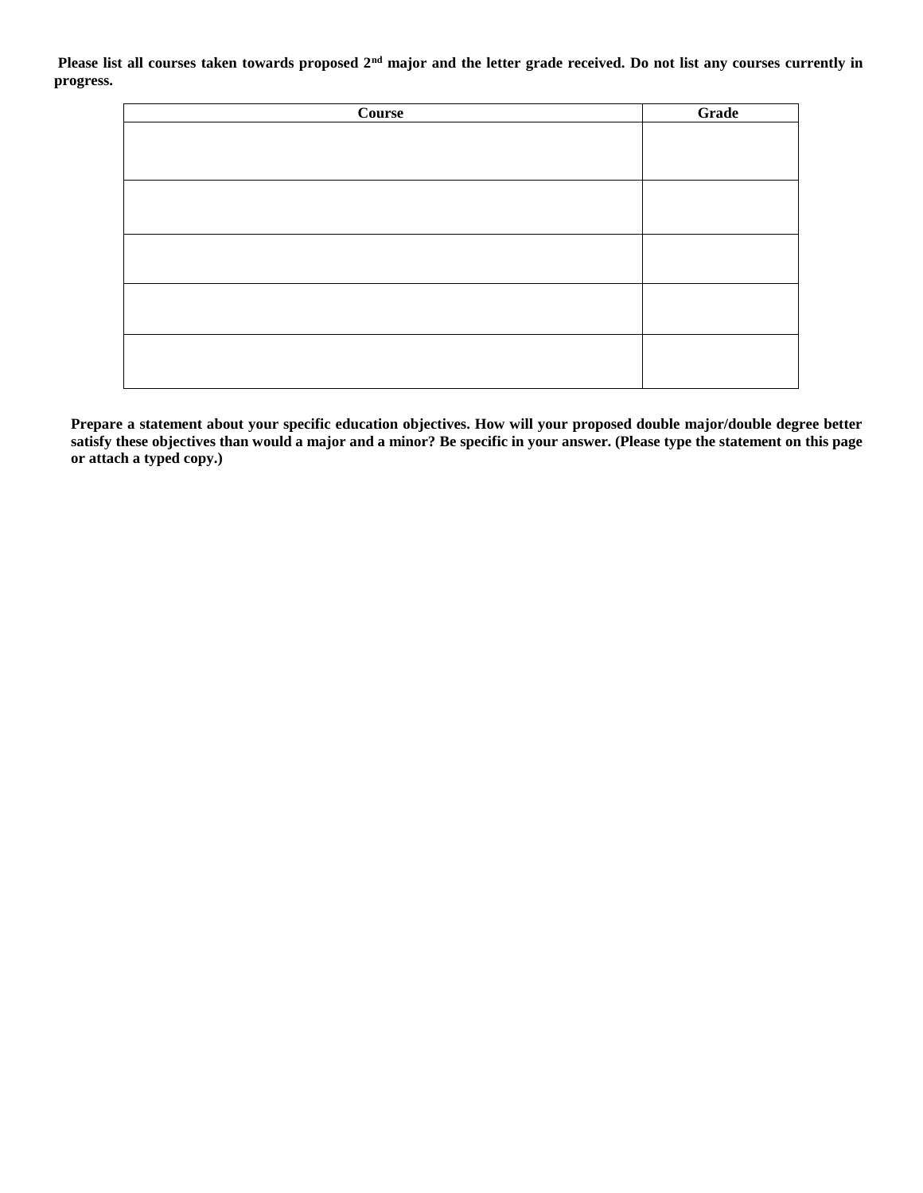**Please list all courses taken towards proposed 2nd major and the letter grade received. Do not list any courses currently in progress.**

| Course | Grade |
|---|---|
| | |
| | |
| | |
| | |
| | |

**Prepare a statement about your specific education objectives. How will your proposed double major/double degree better satisfy these objectives than would a major and a minor? Be specific in your answer. (Please type the statement on this page or attach a typed copy.)**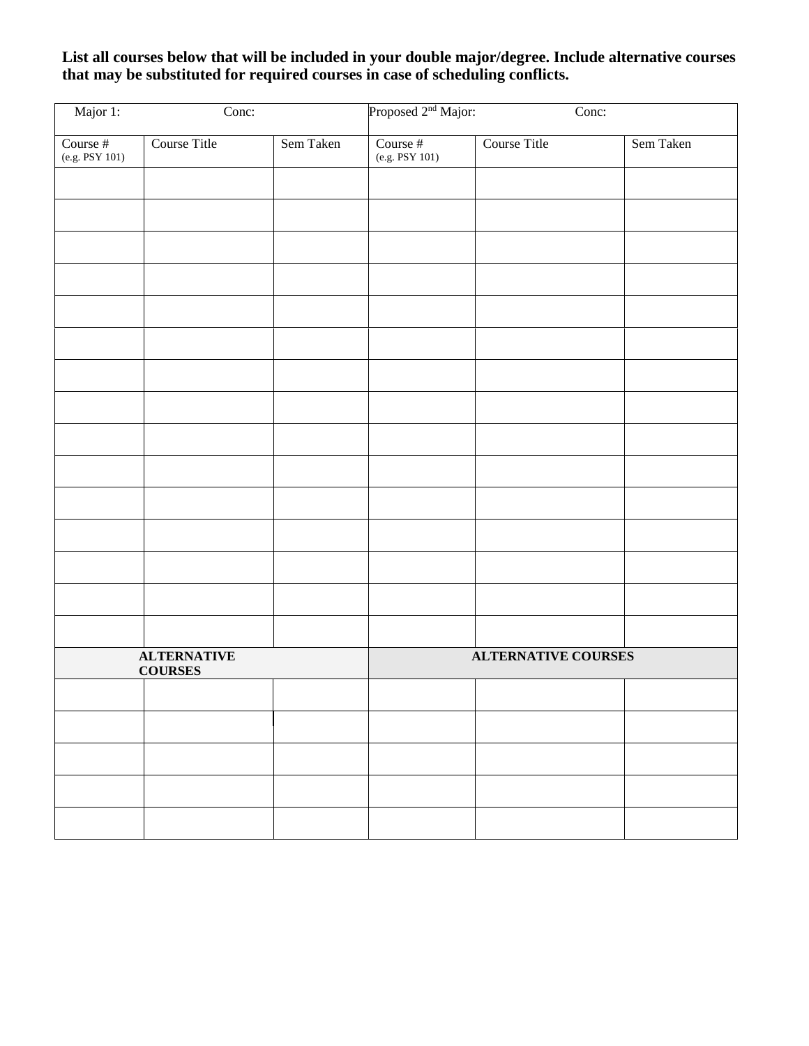**List all courses below that will be included in your double major/degree. Include alternative courses that may be substituted for required courses in case of scheduling conflicts.**

| Major 1: | Conc: | | Proposed 2nd Major: | Conc: | |
|---|---|---|---|---|---|
| Course # (e.g. PSY 101) | Course Title | Sem Taken | Course # (e.g. PSY 101) | Course Title | Sem Taken |
| | | | | | |
| | | | | | |
| | | | | | |
| | | | | | |
| | | | | | |
| | | | | | |
| | | | | | |
| | | | | | |
| | | | | | |
| | | | | | |
| | | | | | |
| | | | | | |
| | | | | | |
| | | | | | |
| | | | | | |
| **ALTERNATIVE COURSES** | | | **ALTERNATIVE COURSES** | | |
| | | | | | |
| | | | | | |
| | | | | | |
| | | | | | |
| | | | | | |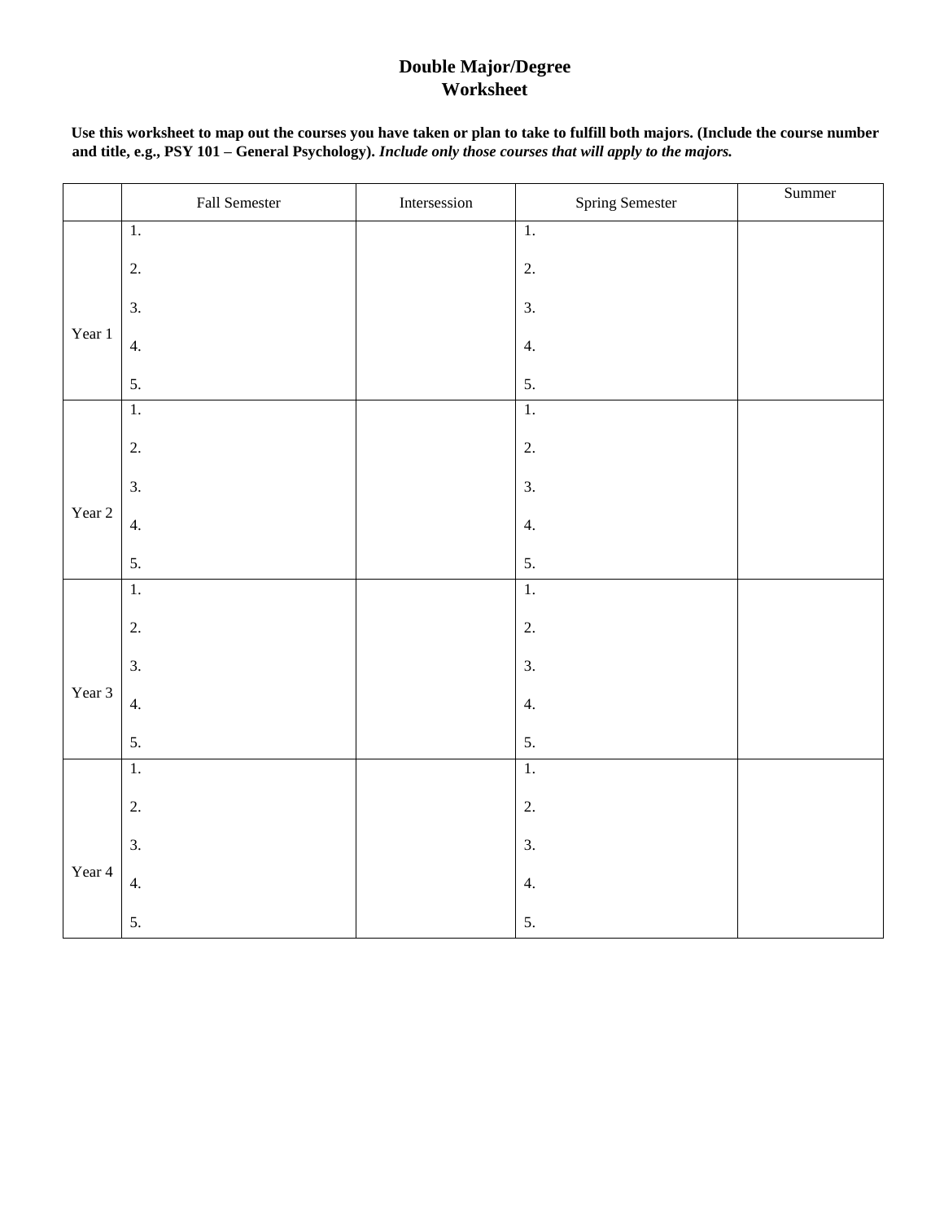# Double Major/Degree
# Worksheet

**Use this worksheet to map out the courses you have taken or plan to take to fulfill both majors. (Include the course number and title, e.g., PSY 101 – General Psychology).** ***Include only those courses that will apply to the majors.***

| | Fall Semester | Intersession | Spring Semester | Summer |
|---|---|---|---|---|
| Year 1 | 1.<br><br>2.<br><br>3.<br><br>4.<br><br>5. | | 1.<br><br>2.<br><br>3.<br><br>4.<br><br>5. | |
| Year 2 | 1.<br><br>2.<br><br>3.<br><br>4.<br><br>5. | | 1.<br><br>2.<br><br>3.<br><br>4.<br><br>5. | |
| Year 3 | 1.<br><br>2.<br><br>3.<br><br>4.<br><br>5. | | 1.<br><br>2.<br><br>3.<br><br>4.<br><br>5. | |
| Year 4 | 1.<br><br>2.<br><br>3.<br><br>4.<br><br>5. | | 1.<br><br>2.<br><br>3.<br><br>4.<br><br>5. | |